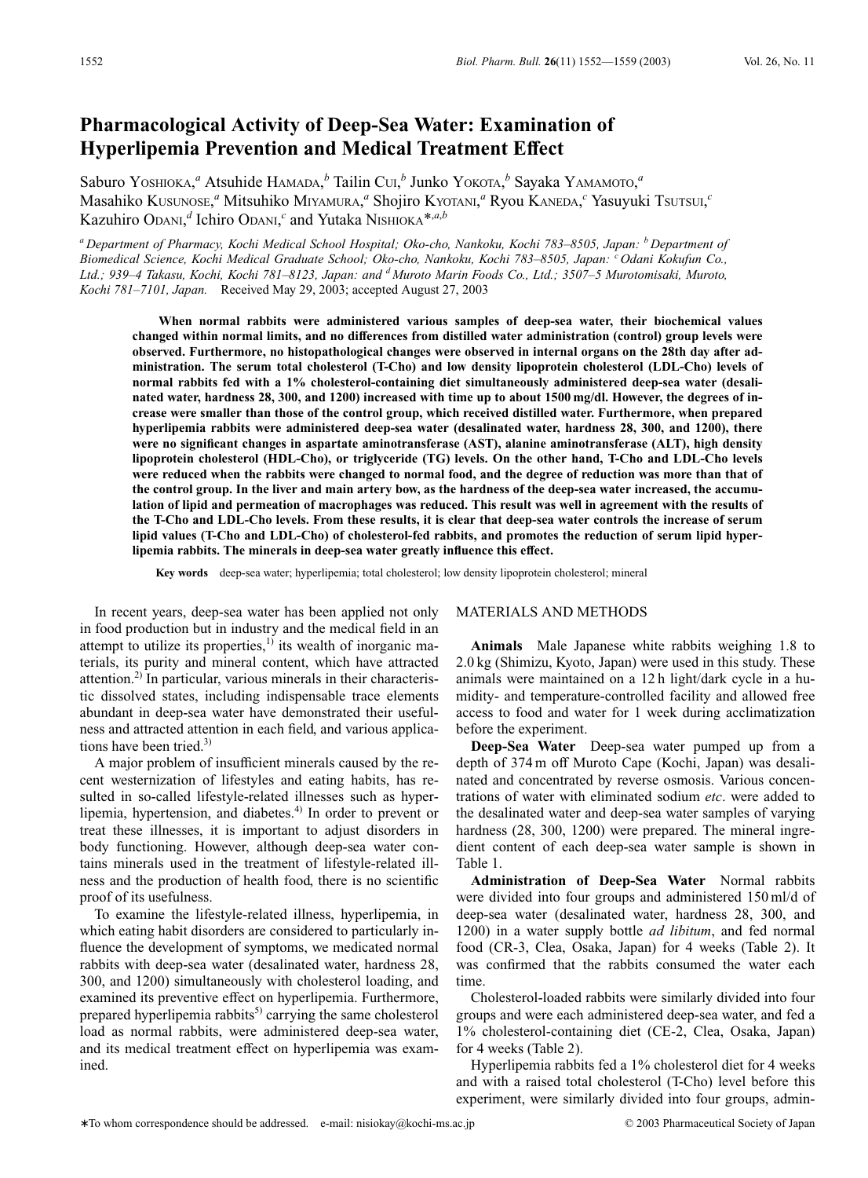# Pharmacological Activity of Deep-Sea Water: Examination of Hyperlipemia Prevention and Medical Treatment Effect

Saburo YOSHIOKA,[a] Atsuhide HAMADA,[b] Tailin CUI,[b] Junko YOKOTA,[b] Sayaka YAMAMOTO,[a] Masahiko KUSUNOSE,[a] Mitsuhiko MIYAMURA,[a] Shojiro KYOTANI,[a] Ryou KANEDA,[c] Yasuyuki TSUTSUI,[c] Kazuhiro ODANI,[d] Ichiro ODANI,[c] and Yutaka NISHIOKA*,[a,b]

[a] Department of Pharmacy, Kochi Medical School Hospital; Oko-cho, Nankoku, Kochi 783–8505, Japan: [b] Department of Biomedical Science, Kochi Medical Graduate School; Oko-cho, Nankoku, Kochi 783–8505, Japan: [c] Odani Kokufun Co., Ltd.; 939–4 Takasu, Kochi, Kochi 781–8123, Japan: and [d] Muroto Marin Foods Co., Ltd.; 3507–5 Murotomisaki, Muroto, Kochi 781–7101, Japan. Received May 29, 2003; accepted August 27, 2003

**When normal rabbits were administered various samples of deep-sea water, their biochemical values changed within normal limits, and no differences from distilled water administration (control) group levels were observed. Furthermore, no histopathological changes were observed in internal organs on the 28th day after administration. The serum total cholesterol (T-Cho) and low density lipoprotein cholesterol (LDL-Cho) levels of normal rabbits fed with a 1% cholesterol-containing diet simultaneously administered deep-sea water (desalinated water, hardness 28, 300, and 1200) increased with time up to about 1500 mg/dl. However, the degrees of increase were smaller than those of the control group, which received distilled water. Furthermore, when prepared hyperlipemia rabbits were administered deep-sea water (desalinated water, hardness 28, 300, and 1200), there were no significant changes in aspartate aminotransferase (AST), alanine aminotransferase (ALT), high density lipoprotein cholesterol (HDL-Cho), or triglyceride (TG) levels. On the other hand, T-Cho and LDL-Cho levels were reduced when the rabbits were changed to normal food, and the degree of reduction was more than that of the control group. In the liver and main artery bow, as the hardness of the deep-sea water increased, the accumulation of lipid and permeation of macrophages was reduced. This result was well in agreement with the results of the T-Cho and LDL-Cho levels. From these results, it is clear that deep-sea water controls the increase of serum lipid values (T-Cho and LDL-Cho) of cholesterol-fed rabbits, and promotes the reduction of serum lipid hyperlipemia rabbits. The minerals in deep-sea water greatly influence this effect.**

**Key words** deep-sea water; hyperlipemia; total cholesterol; low density lipoprotein cholesterol; mineral

In recent years, deep-sea water has been applied not only in food production but in industry and the medical field in an attempt to utilize its properties,[1] its wealth of inorganic materials, its purity and mineral content, which have attracted attention.[2] In particular, various minerals in their characteristic dissolved states, including indispensable trace elements abundant in deep-sea water have demonstrated their usefulness and attracted attention in each field, and various applications have been tried.[3]

A major problem of insufficient minerals caused by the recent westernization of lifestyles and eating habits, has resulted in so-called lifestyle-related illnesses such as hyperlipemia, hypertension, and diabetes.[4] In order to prevent or treat these illnesses, it is important to adjust disorders in body functioning. However, although deep-sea water contains minerals used in the treatment of lifestyle-related illness and the production of health food, there is no scientific proof of its usefulness.

To examine the lifestyle-related illness, hyperlipemia, in which eating habit disorders are considered to particularly influence the development of symptoms, we medicated normal rabbits with deep-sea water (desalinated water, hardness 28, 300, and 1200) simultaneously with cholesterol loading, and examined its preventive effect on hyperlipemia. Furthermore, prepared hyperlipemia rabbits[5] carrying the same cholesterol load as normal rabbits, were administered deep-sea water, and its medical treatment effect on hyperlipemia was examined.

## MATERIALS AND METHODS

**Animals** Male Japanese white rabbits weighing 1.8 to 2.0 kg (Shimizu, Kyoto, Japan) were used in this study. These animals were maintained on a 12 h light/dark cycle in a humidity- and temperature-controlled facility and allowed free access to food and water for 1 week during acclimatization before the experiment.

**Deep-Sea Water** Deep-sea water pumped up from a depth of 374 m off Muroto Cape (Kochi, Japan) was desalinated and concentrated by reverse osmosis. Various concentrations of water with eliminated sodium *etc*. were added to the desalinated water and deep-sea water samples of varying hardness (28, 300, 1200) were prepared. The mineral ingredient content of each deep-sea water sample is shown in Table 1.

**Administration of Deep-Sea Water** Normal rabbits were divided into four groups and administered 150 ml/d of deep-sea water (desalinated water, hardness 28, 300, and 1200) in a water supply bottle *ad libitum*, and fed normal food (CR-3, Clea, Osaka, Japan) for 4 weeks (Table 2). It was confirmed that the rabbits consumed the water each time.

Cholesterol-loaded rabbits were similarly divided into four groups and were each administered deep-sea water, and fed a 1% cholesterol-containing diet (CE-2, Clea, Osaka, Japan) for 4 weeks (Table 2).

Hyperlipemia rabbits fed a 1% cholesterol diet for 4 weeks and with a raised total cholesterol (T-Cho) level before this experiment, were similarly divided into four groups, admin-

*To whom correspondence should be addressed. e-mail: nisiokay@kochi-ms.ac.jp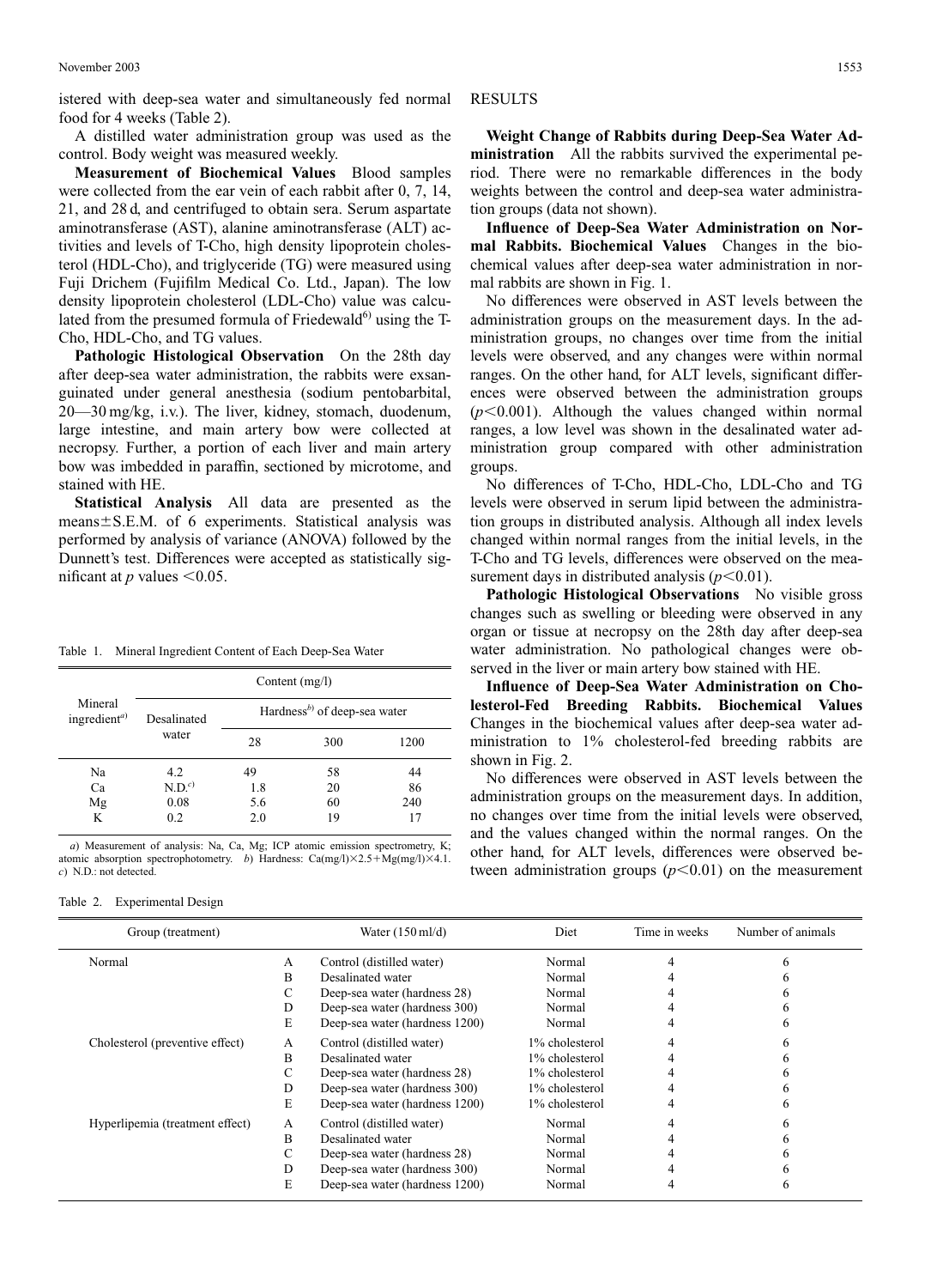istered with deep-sea water and simultaneously fed normal food for 4 weeks (Table 2).

A distilled water administration group was used as the control. Body weight was measured weekly.

**Measurement of Biochemical Values** Blood samples were collected from the ear vein of each rabbit after 0, 7, 14, 21, and 28 d, and centrifuged to obtain sera. Serum aspartate aminotransferase (AST), alanine aminotransferase (ALT) activities and levels of T-Cho, high density lipoprotein cholesterol (HDL-Cho), and triglyceride (TG) were measured using Fuji Drichem (Fujifilm Medical Co. Ltd., Japan). The low density lipoprotein cholesterol (LDL-Cho) value was calculated from the presumed formula of Friedewald[6] using the T-Cho, HDL-Cho, and TG values.

**Pathologic Histological Observation** On the 28th day after deep-sea water administration, the rabbits were exsanguinated under general anesthesia (sodium pentobarbital, 20—30 mg/kg, i.v.). The liver, kidney, stomach, duodenum, large intestine, and main artery bow were collected at necropsy. Further, a portion of each liver and main artery bow was imbedded in paraffin, sectioned by microtome, and stained with HE.

**Statistical Analysis** All data are presented as the means±S.E.M. of 6 experiments. Statistical analysis was performed by analysis of variance (ANOVA) followed by the Dunnett's test. Differences were accepted as statistically significant at $p$ values $<0.05$.

Table 1. Mineral Ingredient Content of Each Deep-Sea Water

| Mineral ingredient[a] | Content (mg/l) | | | |
|---|---|---|---|---|
| | Desalinated water | Hardness[b] of deep-sea water | | |
| | | 28 | 300 | 1200 |
| Na | 4.2 | 49 | 58 | 44 |
| Ca | N.D.[c] | 1.8 | 20 | 86 |
| Mg | 0.08 | 5.6 | 60 | 240 |
| K | 0.2 | 2.0 | 19 | 17 |

*a*) Measurement of analysis: Na, Ca, Mg; ICP atomic emission spectrometry, K; atomic absorption spectrophotometry. *b*) Hardness: Ca(mg/l)×2.5+Mg(mg/l)×4.1. *c*) N.D.: not detected.

Table 2. Experimental Design

| Group (treatment) | | Water (150 ml/d) | Diet | Time in weeks | Number of animals |
|---|---|---|---|---|---|
| Normal | A | Control (distilled water) | Normal | 4 | 6 |
| | B | Desalinated water | Normal | 4 | 6 |
| | C | Deep-sea water (hardness 28) | Normal | 4 | 6 |
| | D | Deep-sea water (hardness 300) | Normal | 4 | 6 |
| | E | Deep-sea water (hardness 1200) | Normal | 4 | 6 |
| Cholesterol (preventive effect) | A | Control (distilled water) | 1% cholesterol | 4 | 6 |
| | B | Desalinated water | 1% cholesterol | 4 | 6 |
| | C | Deep-sea water (hardness 28) | 1% cholesterol | 4 | 6 |
| | D | Deep-sea water (hardness 300) | 1% cholesterol | 4 | 6 |
| | E | Deep-sea water (hardness 1200) | 1% cholesterol | 4 | 6 |
| Hyperlipemia (treatment effect) | A | Control (distilled water) | Normal | 4 | 6 |
| | B | Desalinated water | Normal | 4 | 6 |
| | C | Deep-sea water (hardness 28) | Normal | 4 | 6 |
| | D | Deep-sea water (hardness 300) | Normal | 4 | 6 |
| | E | Deep-sea water (hardness 1200) | Normal | 4 | 6 |

## RESULTS

**Weight Change of Rabbits during Deep-Sea Water Administration** All the rabbits survived the experimental period. There were no remarkable differences in the body weights between the control and deep-sea water administration groups (data not shown).

**Influence of Deep-Sea Water Administration on Normal Rabbits. Biochemical Values** Changes in the biochemical values after deep-sea water administration in normal rabbits are shown in Fig. 1.

No differences were observed in AST levels between the administration groups on the measurement days. In the administration groups, no changes over time from the initial levels were observed, and any changes were within normal ranges. On the other hand, for ALT levels, significant differences were observed between the administration groups ($p<0.001$). Although the values changed within normal ranges, a low level was shown in the desalinated water administration group compared with other administration groups.

No differences of T-Cho, HDL-Cho, LDL-Cho and TG levels were observed in serum lipid between the administration groups in distributed analysis. Although all index levels changed within normal ranges from the initial levels, in the T-Cho and TG levels, differences were observed on the measurement days in distributed analysis ($p<0.01$).

**Pathologic Histological Observations** No visible gross changes such as swelling or bleeding were observed in any organ or tissue at necropsy on the 28th day after deep-sea water administration. No pathological changes were observed in the liver or main artery bow stained with HE.

**Influence of Deep-Sea Water Administration on Cholesterol-Fed Breeding Rabbits. Biochemical Values** Changes in the biochemical values after deep-sea water administration to 1% cholesterol-fed breeding rabbits are shown in Fig. 2.

No differences were observed in AST levels between the administration groups on the measurement days. In addition, no changes over time from the initial levels were observed, and the values changed within the normal ranges. On the other hand, for ALT levels, differences were observed between administration groups ($p<0.01$) on the measurement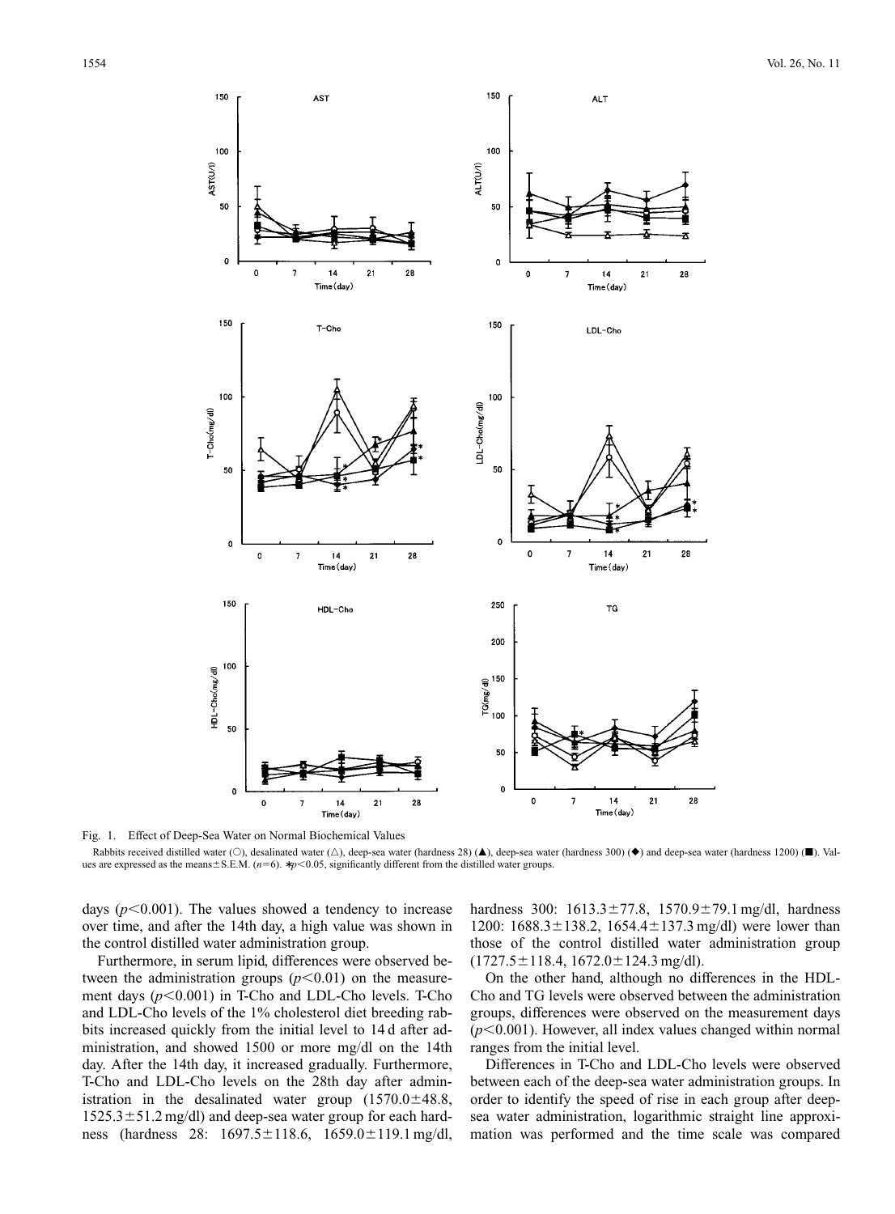Fig. 1. Effect of Deep-Sea Water on Normal Biochemical Values

Rabbits received distilled water (○), desalinated water (△), deep-sea water (hardness 28) (▲), deep-sea water (hardness 300) (◆) and deep-sea water (hardness 1200) (■). Values are expressed as the means±S.E.M. ($n=6$). * $p<0.05$, significantly different from the distilled water groups.

days ($p<0.001$). The values showed a tendency to increase over time, and after the 14th day, a high value was shown in the control distilled water administration group.

Furthermore, in serum lipid, differences were observed between the administration groups ($p<0.01$) on the measurement days ($p<0.001$) in T-Cho and LDL-Cho levels. T-Cho and LDL-Cho levels of the 1% cholesterol diet breeding rabbits increased quickly from the initial level to 14 d after administration, and showed 1500 or more mg/dl on the 14th day. After the 14th day, it increased gradually. Furthermore, T-Cho and LDL-Cho levels on the 28th day after administration in the desalinated water group (1570.0±48.8, 1525.3±51.2 mg/dl) and deep-sea water group for each hardness (hardness 28: 1697.5±118.6, 1659.0±119.1 mg/dl, hardness 300: 1613.3±77.8, 1570.9±79.1 mg/dl, hardness 1200: 1688.3±138.2, 1654.4±137.3 mg/dl) were lower than those of the control distilled water administration group (1727.5±118.4, 1672.0±124.3 mg/dl).

On the other hand, although no differences in the HDL-Cho and TG levels were observed between the administration groups, differences were observed on the measurement days ($p<0.001$). However, all index values changed within normal ranges from the initial level.

Differences in T-Cho and LDL-Cho levels were observed between each of the deep-sea water administration groups. In order to identify the speed of rise in each group after deep-sea water administration, logarithmic straight line approximation was performed and the time scale was compared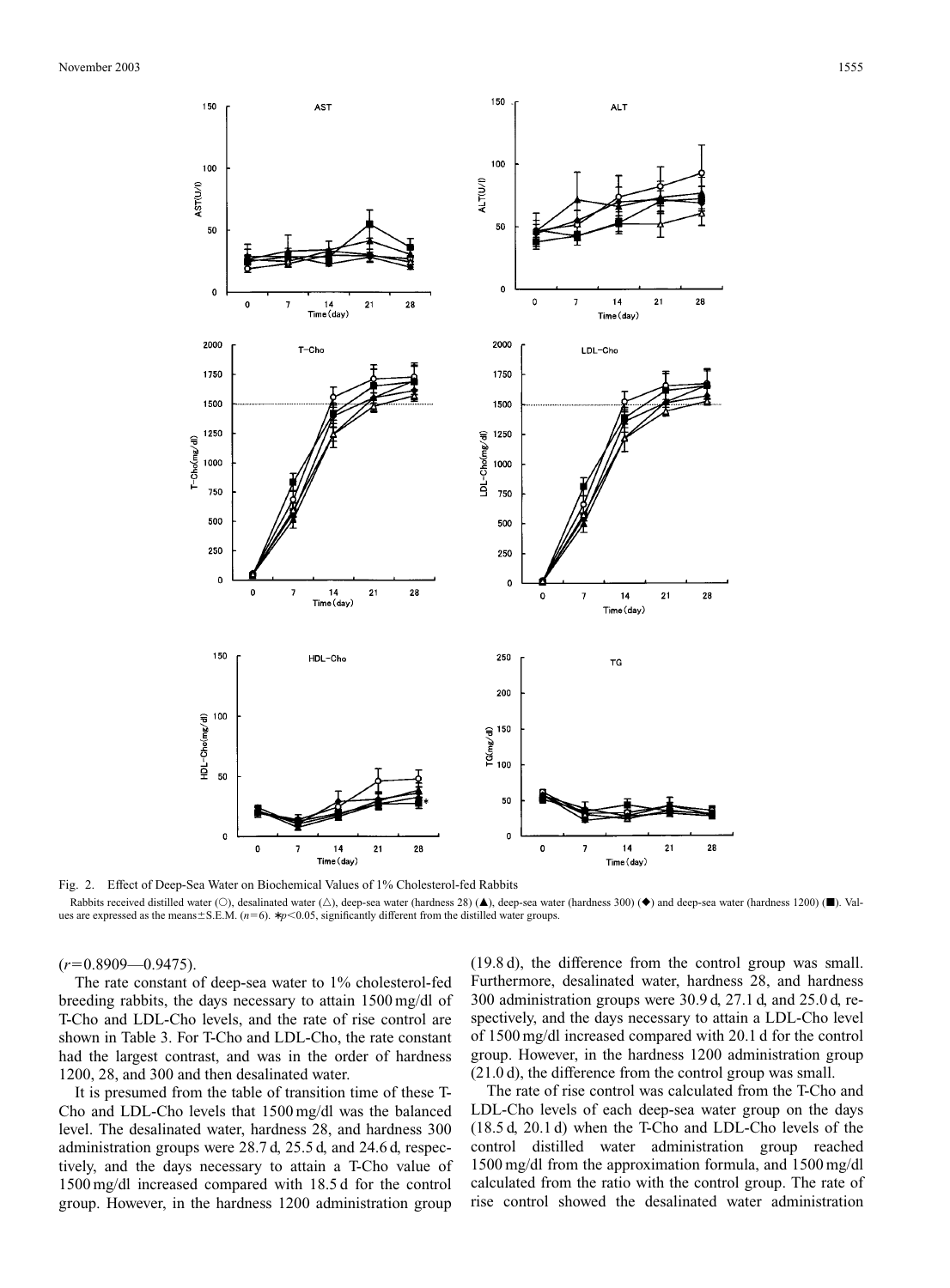Fig. 2. Effect of Deep-Sea Water on Biochemical Values of 1% Cholesterol-fed Rabbits

Rabbits received distilled water (○), desalinated water (△), deep-sea water (hardness 28) (▲), deep-sea water (hardness 300) (◆) and deep-sea water (hardness 1200) (■). Values are expressed as the means±S.E.M. ($n=6$). * $p<0.05$, significantly different from the distilled water groups.

($r=0.8909$—$0.9475$).

The rate constant of deep-sea water to 1% cholesterol-fed breeding rabbits, the days necessary to attain 1500 mg/dl of T-Cho and LDL-Cho levels, and the rate of rise control are shown in Table 3. For T-Cho and LDL-Cho, the rate constant had the largest contrast, and was in the order of hardness 1200, 28, and 300 and then desalinated water.

It is presumed from the table of transition time of these T-Cho and LDL-Cho levels that 1500 mg/dl was the balanced level. The desalinated water, hardness 28, and hardness 300 administration groups were 28.7 d, 25.5 d, and 24.6 d, respectively, and the days necessary to attain a T-Cho value of 1500 mg/dl increased compared with 18.5 d for the control group. However, in the hardness 1200 administration group (19.8 d), the difference from the control group was small. Furthermore, desalinated water, hardness 28, and hardness 300 administration groups were 30.9 d, 27.1 d, and 25.0 d, respectively, and the days necessary to attain a LDL-Cho level of 1500 mg/dl increased compared with 20.1 d for the control group. However, in the hardness 1200 administration group (21.0 d), the difference from the control group was small.

The rate of rise control was calculated from the T-Cho and LDL-Cho levels of each deep-sea water group on the days (18.5 d, 20.1 d) when the T-Cho and LDL-Cho levels of the control distilled water administration group reached 1500 mg/dl from the approximation formula, and 1500 mg/dl calculated from the ratio with the control group. The rate of rise control showed the desalinated water administration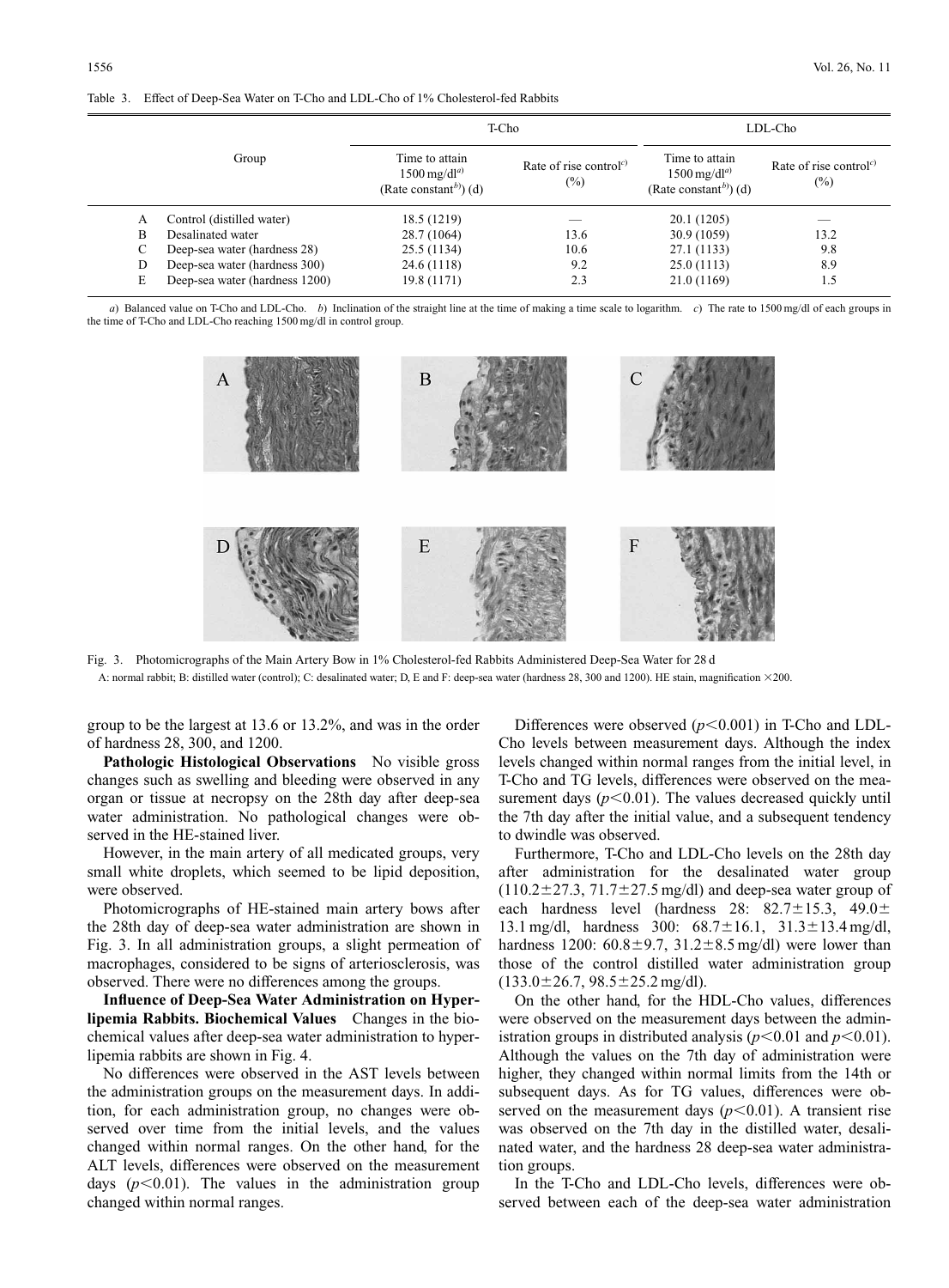Table 3. Effect of Deep-Sea Water on T-Cho and LDL-Cho of 1% Cholesterol-fed Rabbits

| | Group | T-Cho | | LDL-Cho | |
|---|---|---|---|---|---|
| | | Time to attain 1500 mg/dl[a] (Rate constant[b]) (d) | Rate of rise control[c] (%) | Time to attain 1500 mg/dl[a] (Rate constant[b]) (d) | Rate of rise control[c] (%) |
| A | Control (distilled water) | 18.5 (1219) | — | 20.1 (1205) | — |
| B | Desalinated water | 28.7 (1064) | 13.6 | 30.9 (1059) | 13.2 |
| C | Deep-sea water (hardness 28) | 25.5 (1134) | 10.6 | 27.1 (1133) | 9.8 |
| D | Deep-sea water (hardness 300) | 24.6 (1118) | 9.2 | 25.0 (1113) | 8.9 |
| E | Deep-sea water (hardness 1200) | 19.8 (1171) | 2.3 | 21.0 (1169) | 1.5 |

*a*) Balanced value on T-Cho and LDL-Cho. *b*) Inclination of the straight line at the time of making a time scale to logarithm. *c*) The rate to 1500 mg/dl of each groups in the time of T-Cho and LDL-Cho reaching 1500 mg/dl in control group.

Fig. 3. Photomicrographs of the Main Artery Bow in 1% Cholesterol-fed Rabbits Administered Deep-Sea Water for 28 d

A: normal rabbit; B: distilled water (control); C: desalinated water; D, E and F: deep-sea water (hardness 28, 300 and 1200). HE stain, magnification ×200.

group to be the largest at 13.6 or 13.2%, and was in the order of hardness 28, 300, and 1200.

**Pathologic Histological Observations** No visible gross changes such as swelling and bleeding were observed in any organ or tissue at necropsy on the 28th day after deep-sea water administration. No pathological changes were observed in the HE-stained liver.

However, in the main artery of all medicated groups, very small white droplets, which seemed to be lipid deposition, were observed.

Photomicrographs of HE-stained main artery bows after the 28th day of deep-sea water administration are shown in Fig. 3. In all administration groups, a slight permeation of macrophages, considered to be signs of arteriosclerosis, was observed. There were no differences among the groups.

**Influence of Deep-Sea Water Administration on Hyperlipemia Rabbits. Biochemical Values** Changes in the biochemical values after deep-sea water administration to hyperlipemia rabbits are shown in Fig. 4.

No differences were observed in the AST levels between the administration groups on the measurement days. In addition, for each administration group, no changes were observed over time from the initial levels, and the values changed within normal ranges. On the other hand, for the ALT levels, differences were observed on the measurement days ($p<0.01$). The values in the administration group changed within normal ranges.

Differences were observed ($p<0.001$) in T-Cho and LDL-Cho levels between measurement days. Although the index levels changed within normal ranges from the initial level, in T-Cho and TG levels, differences were observed on the measurement days ($p<0.01$). The values decreased quickly until the 7th day after the initial value, and a subsequent tendency to dwindle was observed.

Furthermore, T-Cho and LDL-Cho levels on the 28th day after administration for the desalinated water group ($110.2\pm27.3$, $71.7\pm27.5$ mg/dl) and deep-sea water group of each hardness level (hardness 28: $82.7\pm15.3$, $49.0\pm13.1$ mg/dl, hardness 300: $68.7\pm16.1$, $31.3\pm13.4$ mg/dl, hardness 1200: $60.8\pm9.7$, $31.2\pm8.5$ mg/dl) were lower than those of the control distilled water administration group ($133.0\pm26.7$, $98.5\pm25.2$ mg/dl).

On the other hand, for the HDL-Cho values, differences were observed on the measurement days between the administration groups in distributed analysis ($p<0.01$ and $p<0.01$). Although the values on the 7th day of administration were higher, they changed within normal limits from the 14th or subsequent days. As for TG values, differences were observed on the measurement days ($p<0.01$). A transient rise was observed on the 7th day in the distilled water, desalinated water, and the hardness 28 deep-sea water administration groups.

In the T-Cho and LDL-Cho levels, differences were observed between each of the deep-sea water administration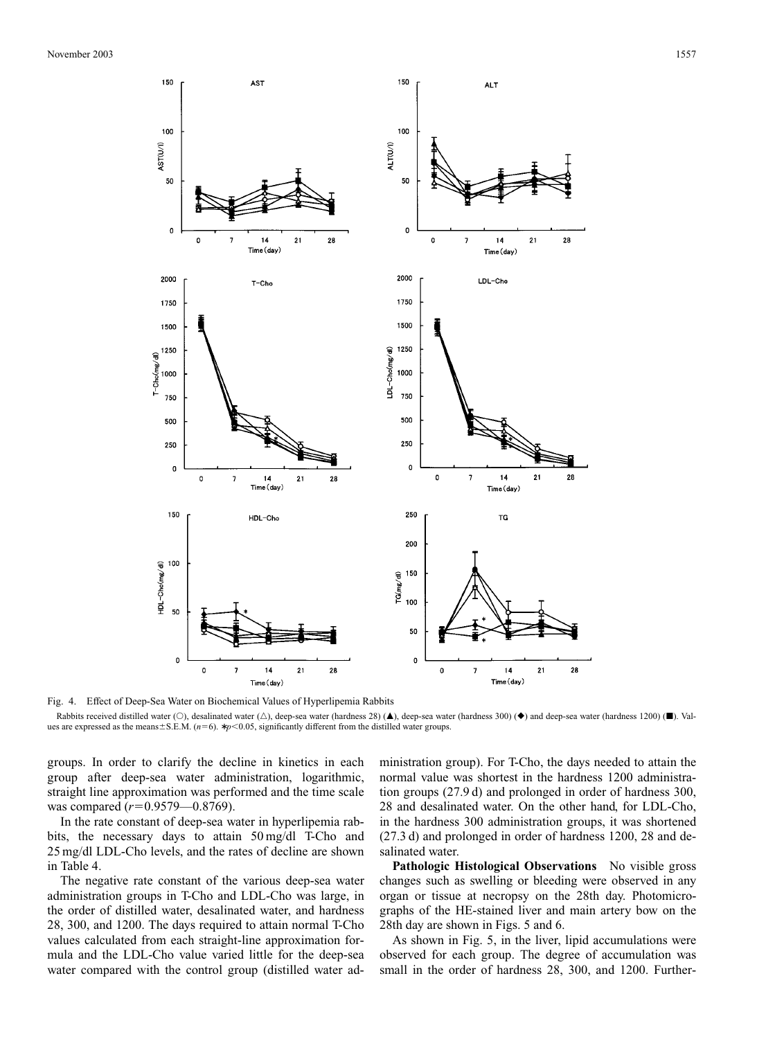Fig. 4. Effect of Deep-Sea Water on Biochemical Values of Hyperlipemia Rabbits

Rabbits received distilled water (○), desalinated water (△), deep-sea water (hardness 28) (▲), deep-sea water (hardness 300) (◆) and deep-sea water (hardness 1200) (■). Values are expressed as the means±S.E.M. ($n=6$). * $p<0.05$, significantly different from the distilled water groups.

groups. In order to clarify the decline in kinetics in each group after deep-sea water administration, logarithmic, straight line approximation was performed and the time scale was compared ($r=0.9579$—$0.8769$).

In the rate constant of deep-sea water in hyperlipemia rabbits, the necessary days to attain 50 mg/dl T-Cho and 25 mg/dl LDL-Cho levels, and the rates of decline are shown in Table 4.

The negative rate constant of the various deep-sea water administration groups in T-Cho and LDL-Cho was large, in the order of distilled water, desalinated water, and hardness 28, 300, and 1200. The days required to attain normal T-Cho values calculated from each straight-line approximation formula and the LDL-Cho value varied little for the deep-sea water compared with the control group (distilled water administration group). For T-Cho, the days needed to attain the normal value was shortest in the hardness 1200 administration groups (27.9 d) and prolonged in order of hardness 300, 28 and desalinated water. On the other hand, for LDL-Cho, in the hardness 300 administration groups, it was shortened (27.3 d) and prolonged in order of hardness 1200, 28 and desalinated water.

**Pathologic Histological Observations** No visible gross changes such as swelling or bleeding were observed in any organ or tissue at necropsy on the 28th day. Photomicrographs of the HE-stained liver and main artery bow on the 28th day are shown in Figs. 5 and 6.

As shown in Fig. 5, in the liver, lipid accumulations were observed for each group. The degree of accumulation was small in the order of hardness 28, 300, and 1200. Further-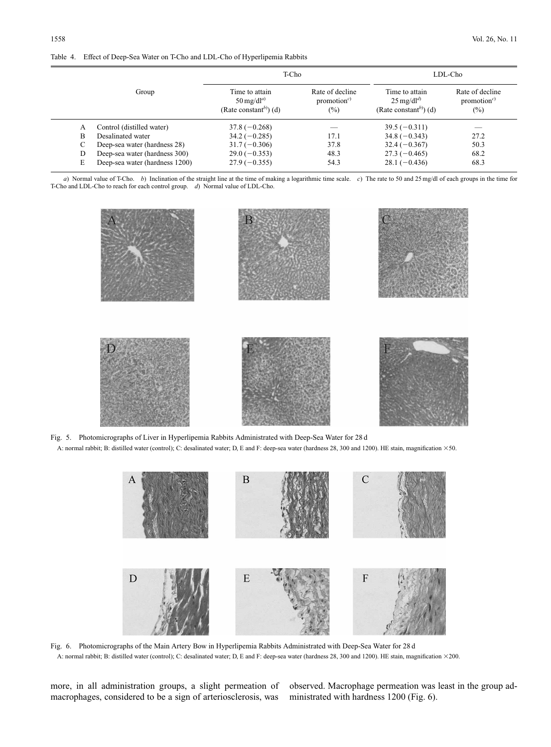Table 4. Effect of Deep-Sea Water on T-Cho and LDL-Cho of Hyperlipemia Rabbits

| | Group | T-Cho | | LDL-Cho | |
|---|---|---|---|---|---|
| | | Time to attain 50 mg/dl[a] (Rate constant[b]) (d) | Rate of decline promotion[c] (%) | Time to attain 25 mg/dl[d] (Rate constant[b]) (d) | Rate of decline promotion[c] (%) |
| A | Control (distilled water) | 37.8 (−0.268) | — | 39.5 (−0.311) | — |
| B | Desalinated water | 34.2 (−0.285) | 17.1 | 34.8 (−0.343) | 27.2 |
| C | Deep-sea water (hardness 28) | 31.7 (−0.306) | 37.8 | 32.4 (−0.367) | 50.3 |
| D | Deep-sea water (hardness 300) | 29.0 (−0.353) | 48.3 | 27.3 (−0.465) | 68.2 |
| E | Deep-sea water (hardness 1200) | 27.9 (−0.355) | 54.3 | 28.1 (−0.436) | 68.3 |

*a*) Normal value of T-Cho. *b*) Inclination of the straight line at the time of making a logarithmic time scale. *c*) The rate to 50 and 25 mg/dl of each groups in the time for T-Cho and LDL-Cho to reach for each control group. *d*) Normal value of LDL-Cho.

Fig. 5. Photomicrographs of Liver in Hyperlipemia Rabbits Administrated with Deep-Sea Water for 28 d

A: normal rabbit; B: distilled water (control); C: desalinated water; D, E and F: deep-sea water (hardness 28, 300 and 1200). HE stain, magnification ×50.

Fig. 6. Photomicrographs of the Main Artery Bow in Hyperlipemia Rabbits Administrated with Deep-Sea Water for 28 d

A: normal rabbit; B: distilled water (control); C: desalinated water; D, E and F: deep-sea water (hardness 28, 300 and 1200). HE stain, magnification ×200.

more, in all administration groups, a slight permeation of macrophages, considered to be a sign of arteriosclerosis, was observed. Macrophage permeation was least in the group administrated with hardness 1200 (Fig. 6).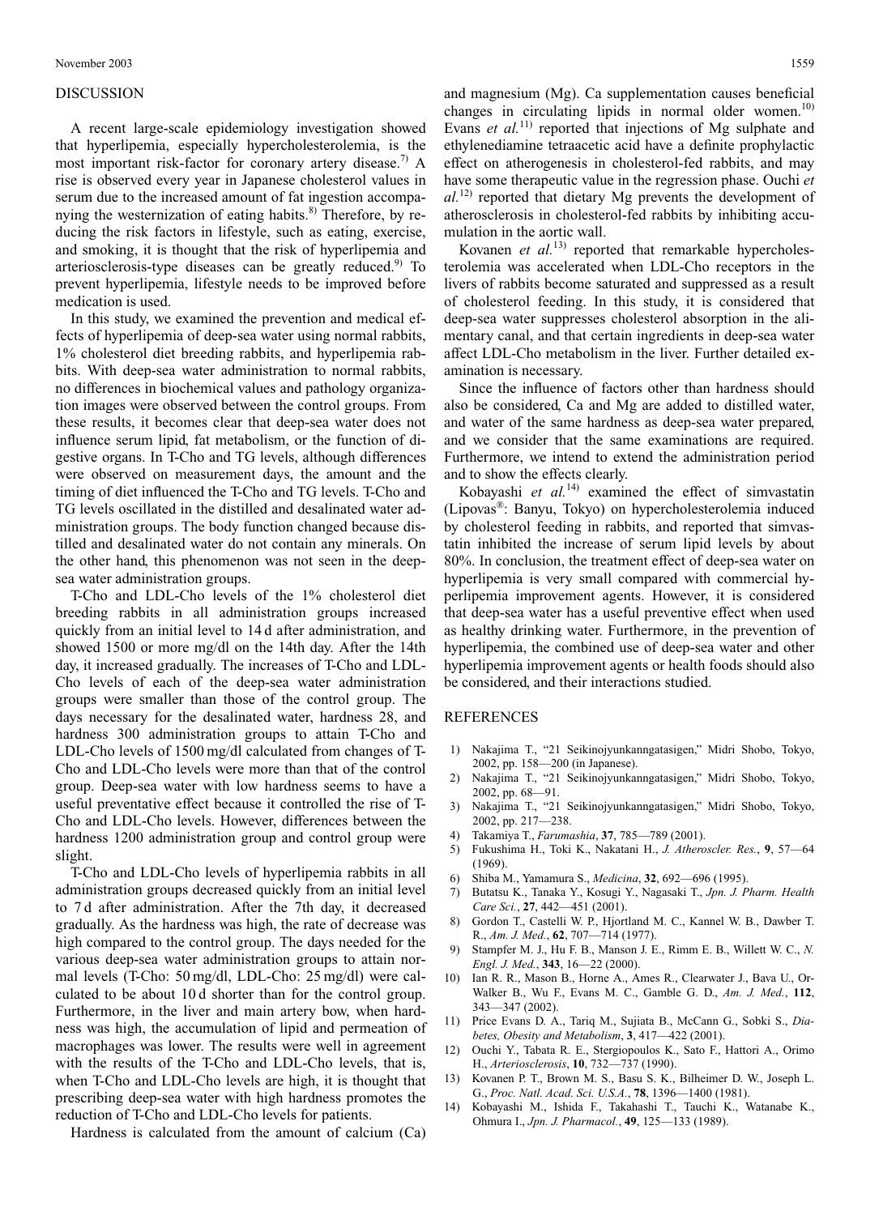## DISCUSSION

A recent large-scale epidemiology investigation showed that hyperlipemia, especially hypercholesterolemia, is the most important risk-factor for coronary artery disease.[7] A rise is observed every year in Japanese cholesterol values in serum due to the increased amount of fat ingestion accompanying the westernization of eating habits.[8] Therefore, by reducing the risk factors in lifestyle, such as eating, exercise, and smoking, it is thought that the risk of hyperlipemia and arteriosclerosis-type diseases can be greatly reduced.[9] To prevent hyperlipemia, lifestyle needs to be improved before medication is used.

In this study, we examined the prevention and medical effects of hyperlipemia of deep-sea water using normal rabbits, 1% cholesterol diet breeding rabbits, and hyperlipemia rabbits. With deep-sea water administration to normal rabbits, no differences in biochemical values and pathology organization images were observed between the control groups. From these results, it becomes clear that deep-sea water does not influence serum lipid, fat metabolism, or the function of digestive organs. In T-Cho and TG levels, although differences were observed on measurement days, the amount and the timing of diet influenced the T-Cho and TG levels. T-Cho and TG levels oscillated in the distilled and desalinated water administration groups. The body function changed because distilled and desalinated water do not contain any minerals. On the other hand, this phenomenon was not seen in the deep-sea water administration groups.

T-Cho and LDL-Cho levels of the 1% cholesterol diet breeding rabbits in all administration groups increased quickly from an initial level to 14 d after administration, and showed 1500 or more mg/dl on the 14th day. After the 14th day, it increased gradually. The increases of T-Cho and LDL-Cho levels of each of the deep-sea water administration groups were smaller than those of the control group. The days necessary for the desalinated water, hardness 28, and hardness 300 administration groups to attain T-Cho and LDL-Cho levels of 1500 mg/dl calculated from changes of T-Cho and LDL-Cho levels were more than that of the control group. Deep-sea water with low hardness seems to have a useful preventative effect because it controlled the rise of T-Cho and LDL-Cho levels. However, differences between the hardness 1200 administration group and control group were slight.

T-Cho and LDL-Cho levels of hyperlipemia rabbits in all administration groups decreased quickly from an initial level to 7 d after administration. After the 7th day, it decreased gradually. As the hardness was high, the rate of decrease was high compared to the control group. The days needed for the various deep-sea water administration groups to attain normal levels (T-Cho: 50 mg/dl, LDL-Cho: 25 mg/dl) were calculated to be about 10 d shorter than for the control group. Furthermore, in the liver and main artery bow, when hardness was high, the accumulation of lipid and permeation of macrophages was lower. The results were well in agreement with the results of the T-Cho and LDL-Cho levels, that is, when T-Cho and LDL-Cho levels are high, it is thought that prescribing deep-sea water with high hardness promotes the reduction of T-Cho and LDL-Cho levels for patients.

Hardness is calculated from the amount of calcium (Ca) and magnesium (Mg). Ca supplementation causes beneficial changes in circulating lipids in normal older women.[10] Evans *et al.*[11] reported that injections of Mg sulphate and ethylenediamine tetraacetic acid have a definite prophylactic effect on atherogenesis in cholesterol-fed rabbits, and may have some therapeutic value in the regression phase. Ouchi *et al.*[12] reported that dietary Mg prevents the development of atherosclerosis in cholesterol-fed rabbits by inhibiting accumulation in the aortic wall.

Kovanen *et al.*[13] reported that remarkable hypercholesterolemia was accelerated when LDL-Cho receptors in the livers of rabbits become saturated and suppressed as a result of cholesterol feeding. In this study, it is considered that deep-sea water suppresses cholesterol absorption in the alimentary canal, and that certain ingredients in deep-sea water affect LDL-Cho metabolism in the liver. Further detailed examination is necessary.

Since the influence of factors other than hardness should also be considered, Ca and Mg are added to distilled water, and water of the same hardness as deep-sea water prepared, and we consider that the same examinations are required. Furthermore, we intend to extend the administration period and to show the effects clearly.

Kobayashi *et al.*[14] examined the effect of simvastatin (Lipovas®: Banyu, Tokyo) on hypercholesterolemia induced by cholesterol feeding in rabbits, and reported that simvastatin inhibited the increase of serum lipid levels by about 80%. In conclusion, the treatment effect of deep-sea water on hyperlipemia is very small compared with commercial hyperlipemia improvement agents. However, it is considered that deep-sea water has a useful preventive effect when used as healthy drinking water. Furthermore, in the prevention of hyperlipemia, the combined use of deep-sea water and other hyperlipemia improvement agents or health foods should also be considered, and their interactions studied.

## REFERENCES

1) Nakajima T., "21 Seikinojyunkanngatasigen," Midri Shobo, Tokyo, 2002, pp. 158—200 (in Japanese).
2) Nakajima T., "21 Seikinojyunkanngatasigen," Midri Shobo, Tokyo, 2002, pp. 68—91.
3) Nakajima T., "21 Seikinojyunkanngatasigen," Midri Shobo, Tokyo, 2002, pp. 217—238.
4) Takamiya T., *Farumashia*, **37**, 785—789 (2001).
5) Fukushima H., Toki K., Nakatani H., *J. Atheroscler. Res.*, **9**, 57—64 (1969).
6) Shiba M., Yamamura S., *Medicina*, **32**, 692—696 (1995).
7) Butatsu K., Tanaka Y., Kosugi Y., Nagasaki T., *Jpn. J. Pharm. Health Care Sci.*, **27**, 442—451 (2001).
8) Gordon T., Castelli W. P., Hjortland M. C., Kannel W. B., Dawber T. R., *Am. J. Med.*, **62**, 707—714 (1977).
9) Stampfer M. J., Hu F. B., Manson J. E., Rimm E. B., Willett W. C., *N. Engl. J. Med.*, **343**, 16—22 (2000).
10) Ian R. R., Mason B., Horne A., Ames R., Clearwater J., Bava U., Or-Walker B., Wu F., Evans M. C., Gamble G. D., *Am. J. Med.*, **112**, 343—347 (2002).
11) Price Evans D. A., Tariq M., Sujiata B., McCann G., Sobki S., *Diabetes, Obesity and Metabolism*, **3**, 417—422 (2001).
12) Ouchi Y., Tabata R. E., Stergiopoulos K., Sato F., Hattori A., Orimo H., *Arteriosclerosis*, **10**, 732—737 (1990).
13) Kovanen P. T., Brown M. S., Basu S. K., Bilheimer D. W., Joseph L. G., *Proc. Natl. Acad. Sci. U.S.A.*, **78**, 1396—1400 (1981).
14) Kobayashi M., Ishida F., Takahashi T., Tauchi K., Watanabe K., Ohmura I., *Jpn. J. Pharmacol.*, **49**, 125—133 (1989).